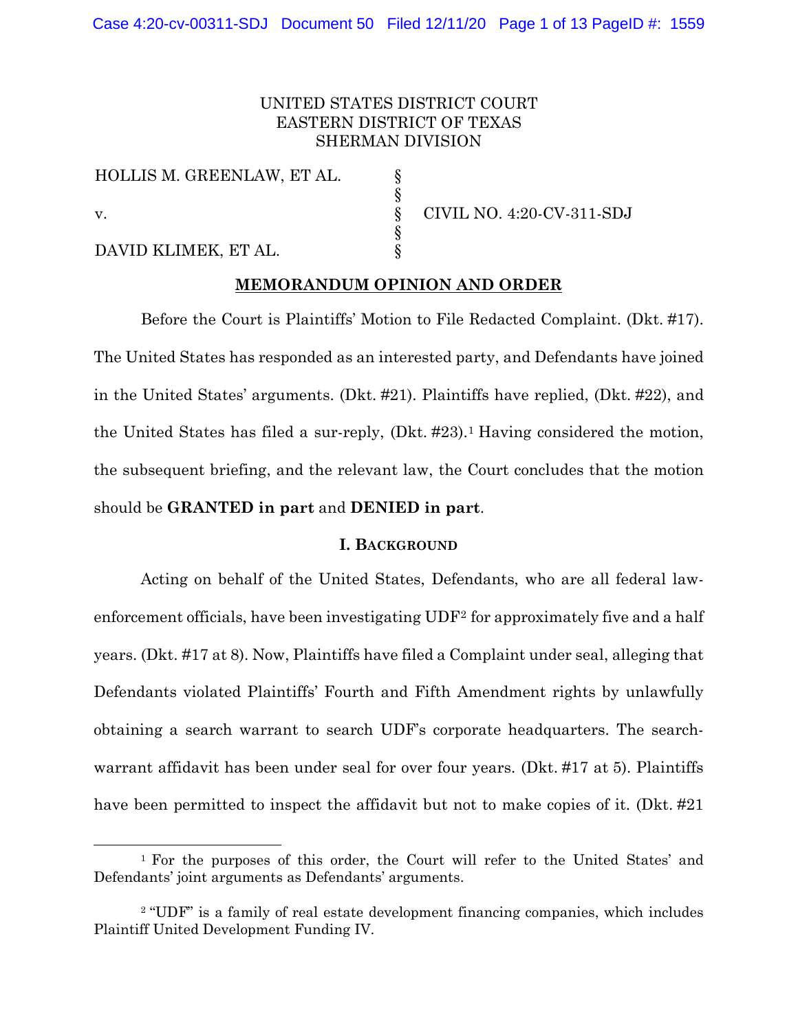UNITED STATES DISTRICT COURT
EASTERN DISTRICT OF TEXAS
SHERMAN DIVISION

| | | |
|---|---|---|
| HOLLIS M. GREENLAW, ET AL. | § | |
| | § | |
| v. | § | CIVIL NO. 4:20-CV-311-SDJ |
| | § | |
| DAVID KLIMEK, ET AL. | § | |

## MEMORANDUM OPINION AND ORDER

Before the Court is Plaintiffs' Motion to File Redacted Complaint. (Dkt. #17). The United States has responded as an interested party, and Defendants have joined in the United States' arguments. (Dkt. #21). Plaintiffs have replied, (Dkt. #22), and the United States has filed a sur-reply, (Dkt. #23).[1] Having considered the motion, the subsequent briefing, and the relevant law, the Court concludes that the motion should be **GRANTED in part** and **DENIED in part**.

### I. Background

Acting on behalf of the United States, Defendants, who are all federal law-enforcement officials, have been investigating UDF[2] for approximately five and a half years. (Dkt. #17 at 8). Now, Plaintiffs have filed a Complaint under seal, alleging that Defendants violated Plaintiffs' Fourth and Fifth Amendment rights by unlawfully obtaining a search warrant to search UDF's corporate headquarters. The search-warrant affidavit has been under seal for over four years. (Dkt. #17 at 5). Plaintiffs have been permitted to inspect the affidavit but not to make copies of it. (Dkt. #21

[1] For the purposes of this order, the Court will refer to the United States' and Defendants' joint arguments as Defendants' arguments.

[2] "UDF" is a family of real estate development financing companies, which includes Plaintiff United Development Funding IV.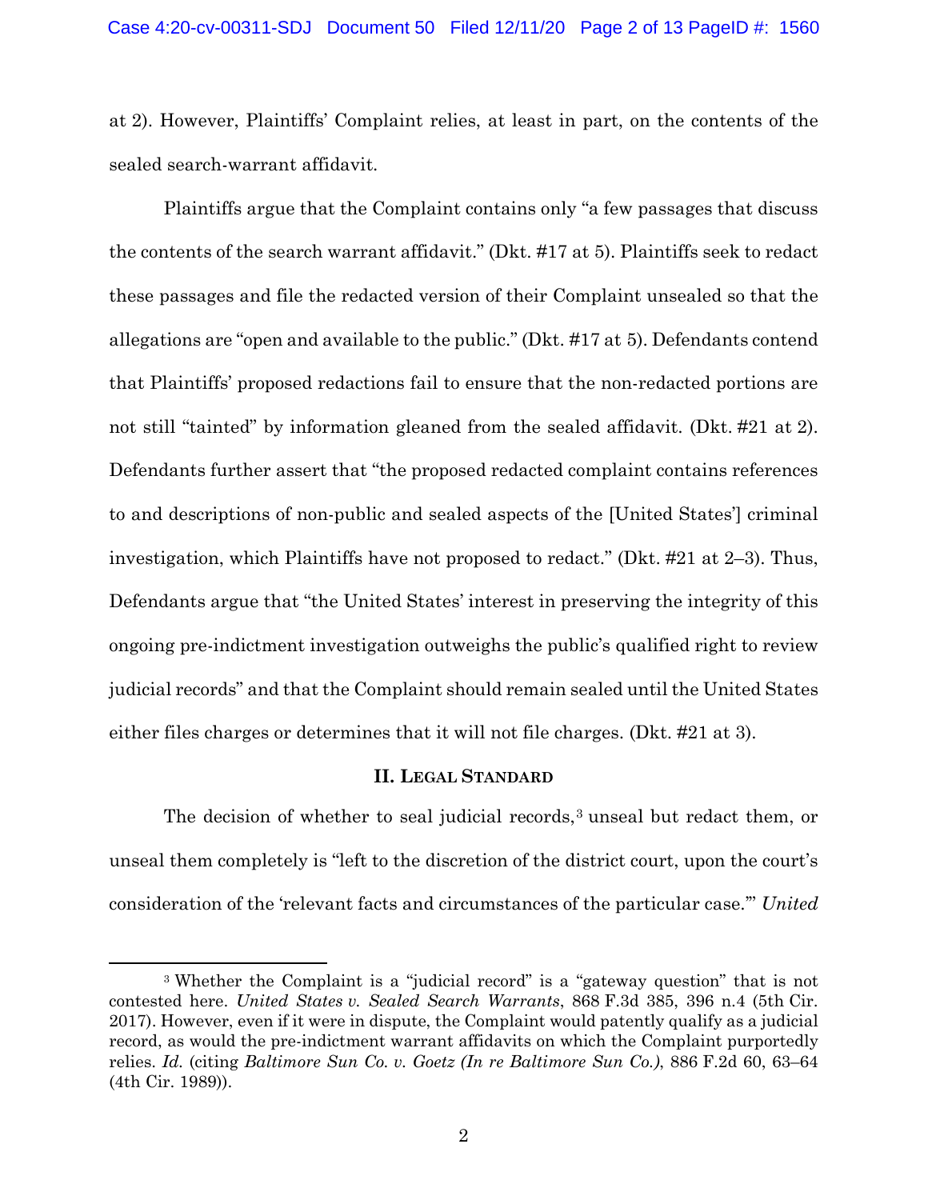at 2). However, Plaintiffs' Complaint relies, at least in part, on the contents of the sealed search-warrant affidavit.

Plaintiffs argue that the Complaint contains only "a few passages that discuss the contents of the search warrant affidavit." (Dkt. #17 at 5). Plaintiffs seek to redact these passages and file the redacted version of their Complaint unsealed so that the allegations are "open and available to the public." (Dkt. #17 at 5). Defendants contend that Plaintiffs' proposed redactions fail to ensure that the non-redacted portions are not still "tainted" by information gleaned from the sealed affidavit. (Dkt. #21 at 2). Defendants further assert that "the proposed redacted complaint contains references to and descriptions of non-public and sealed aspects of the [United States'] criminal investigation, which Plaintiffs have not proposed to redact." (Dkt. #21 at 2–3). Thus, Defendants argue that "the United States' interest in preserving the integrity of this ongoing pre-indictment investigation outweighs the public's qualified right to review judicial records" and that the Complaint should remain sealed until the United States either files charges or determines that it will not file charges. (Dkt. #21 at 3).

## II. Legal Standard

The decision of whether to seal judicial records,[3] unseal but redact them, or unseal them completely is "left to the discretion of the district court, upon the court's consideration of the 'relevant facts and circumstances of the particular case.'" *United*

---

[3] Whether the Complaint is a "judicial record" is a "gateway question" that is not contested here. *United States v. Sealed Search Warrants*, 868 F.3d 385, 396 n.4 (5th Cir. 2017). However, even if it were in dispute, the Complaint would patently qualify as a judicial record, as would the pre-indictment warrant affidavits on which the Complaint purportedly relies. *Id.* (citing *Baltimore Sun Co. v. Goetz (In re Baltimore Sun Co.)*, 886 F.2d 60, 63–64 (4th Cir. 1989)).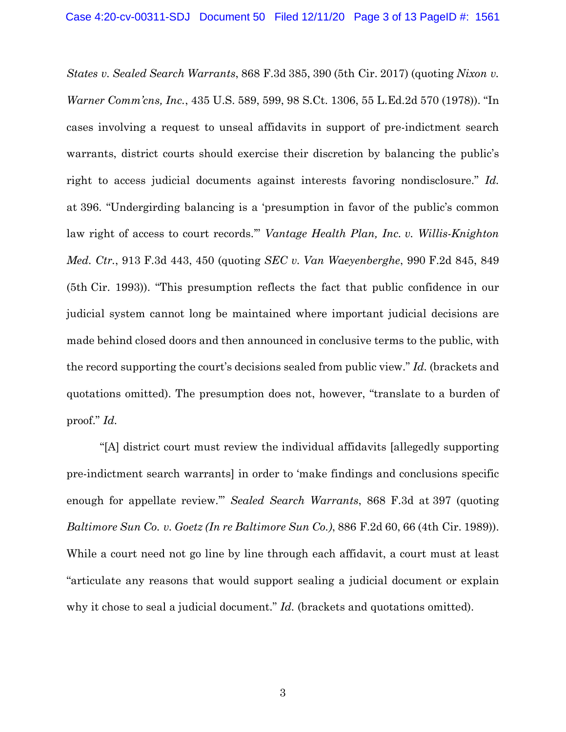*States v. Sealed Search Warrants*, 868 F.3d 385, 390 (5th Cir. 2017) (quoting *Nixon v. Warner Comm'cns, Inc.*, 435 U.S. 589, 599, 98 S.Ct. 1306, 55 L.Ed.2d 570 (1978)). "In cases involving a request to unseal affidavits in support of pre-indictment search warrants, district courts should exercise their discretion by balancing the public's right to access judicial documents against interests favoring nondisclosure." *Id.* at 396. "Undergirding balancing is a 'presumption in favor of the public's common law right of access to court records.'" *Vantage Health Plan, Inc. v. Willis-Knighton Med. Ctr.*, 913 F.3d 443, 450 (quoting *SEC v. Van Waeyenberghe*, 990 F.2d 845, 849 (5th Cir. 1993)). "This presumption reflects the fact that public confidence in our judicial system cannot long be maintained where important judicial decisions are made behind closed doors and then announced in conclusive terms to the public, with the record supporting the court's decisions sealed from public view." *Id.* (brackets and quotations omitted). The presumption does not, however, "translate to a burden of proof." *Id.*

"[A] district court must review the individual affidavits [allegedly supporting pre-indictment search warrants] in order to 'make findings and conclusions specific enough for appellate review.'" *Sealed Search Warrants*, 868 F.3d at 397 (quoting *Baltimore Sun Co. v. Goetz (In re Baltimore Sun Co.)*, 886 F.2d 60, 66 (4th Cir. 1989)). While a court need not go line by line through each affidavit, a court must at least "articulate any reasons that would support sealing a judicial document or explain why it chose to seal a judicial document." *Id.* (brackets and quotations omitted).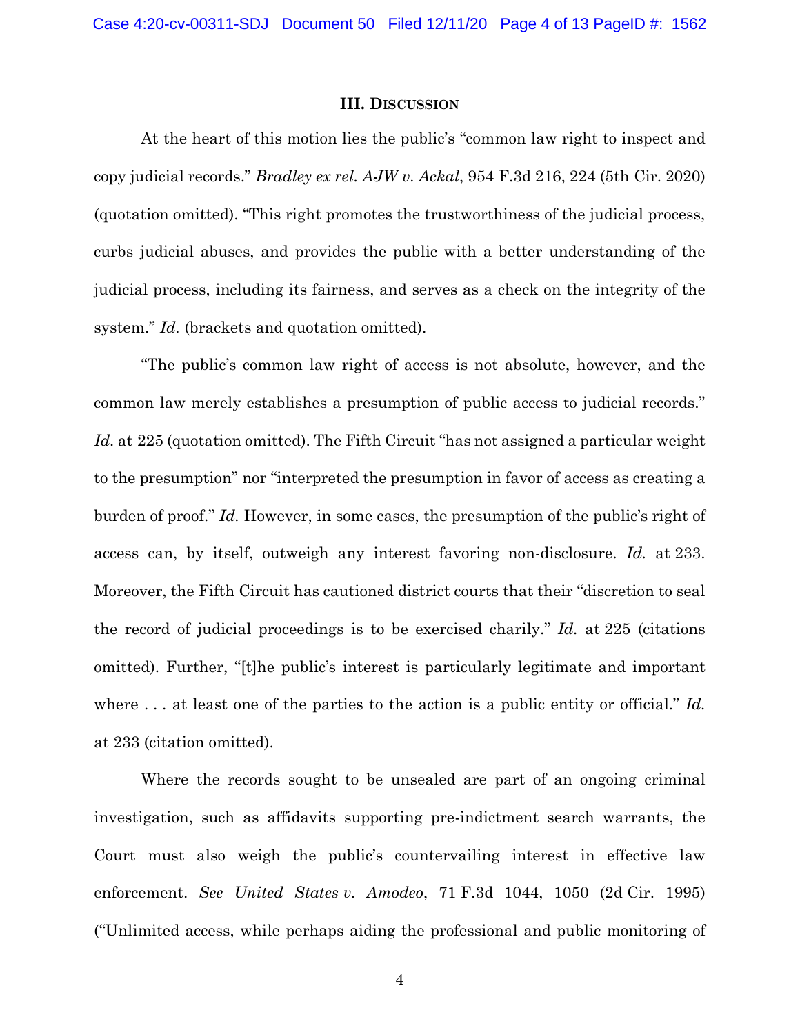### III. DISCUSSION

At the heart of this motion lies the public's "common law right to inspect and copy judicial records." *Bradley ex rel. AJW v. Ackal*, 954 F.3d 216, 224 (5th Cir. 2020) (quotation omitted). "This right promotes the trustworthiness of the judicial process, curbs judicial abuses, and provides the public with a better understanding of the judicial process, including its fairness, and serves as a check on the integrity of the system." *Id.* (brackets and quotation omitted).

"The public's common law right of access is not absolute, however, and the common law merely establishes a presumption of public access to judicial records." *Id.* at 225 (quotation omitted). The Fifth Circuit "has not assigned a particular weight to the presumption" nor "interpreted the presumption in favor of access as creating a burden of proof." *Id.* However, in some cases, the presumption of the public's right of access can, by itself, outweigh any interest favoring non-disclosure. *Id.* at 233. Moreover, the Fifth Circuit has cautioned district courts that their "discretion to seal the record of judicial proceedings is to be exercised charily." *Id.* at 225 (citations omitted). Further, "[t]he public's interest is particularly legitimate and important where . . . at least one of the parties to the action is a public entity or official." *Id.* at 233 (citation omitted).

Where the records sought to be unsealed are part of an ongoing criminal investigation, such as affidavits supporting pre-indictment search warrants, the Court must also weigh the public's countervailing interest in effective law enforcement. *See United States v. Amodeo*, 71 F.3d 1044, 1050 (2d Cir. 1995) ("Unlimited access, while perhaps aiding the professional and public monitoring of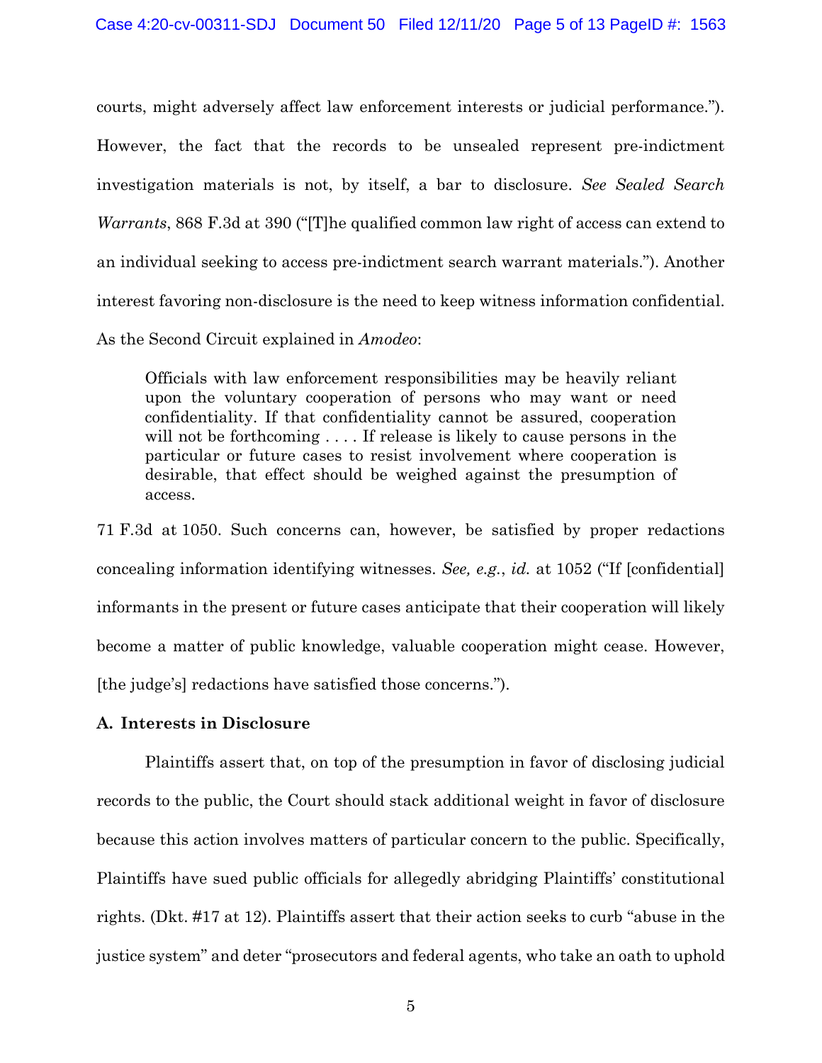courts, might adversely affect law enforcement interests or judicial performance."). However, the fact that the records to be unsealed represent pre-indictment investigation materials is not, by itself, a bar to disclosure. *See Sealed Search Warrants*, 868 F.3d at 390 ("[T]he qualified common law right of access can extend to an individual seeking to access pre-indictment search warrant materials."). Another interest favoring non-disclosure is the need to keep witness information confidential. As the Second Circuit explained in *Amodeo*:

> Officials with law enforcement responsibilities may be heavily reliant upon the voluntary cooperation of persons who may want or need confidentiality. If that confidentiality cannot be assured, cooperation will not be forthcoming . . . . If release is likely to cause persons in the particular or future cases to resist involvement where cooperation is desirable, that effect should be weighed against the presumption of access.

71 F.3d at 1050. Such concerns can, however, be satisfied by proper redactions concealing information identifying witnesses. *See, e.g.*, *id.* at 1052 ("If [confidential] informants in the present or future cases anticipate that their cooperation will likely become a matter of public knowledge, valuable cooperation might cease. However, [the judge's] redactions have satisfied those concerns.").

**A. Interests in Disclosure**

Plaintiffs assert that, on top of the presumption in favor of disclosing judicial records to the public, the Court should stack additional weight in favor of disclosure because this action involves matters of particular concern to the public. Specifically, Plaintiffs have sued public officials for allegedly abridging Plaintiffs' constitutional rights. (Dkt. #17 at 12). Plaintiffs assert that their action seeks to curb "abuse in the justice system" and deter "prosecutors and federal agents, who take an oath to uphold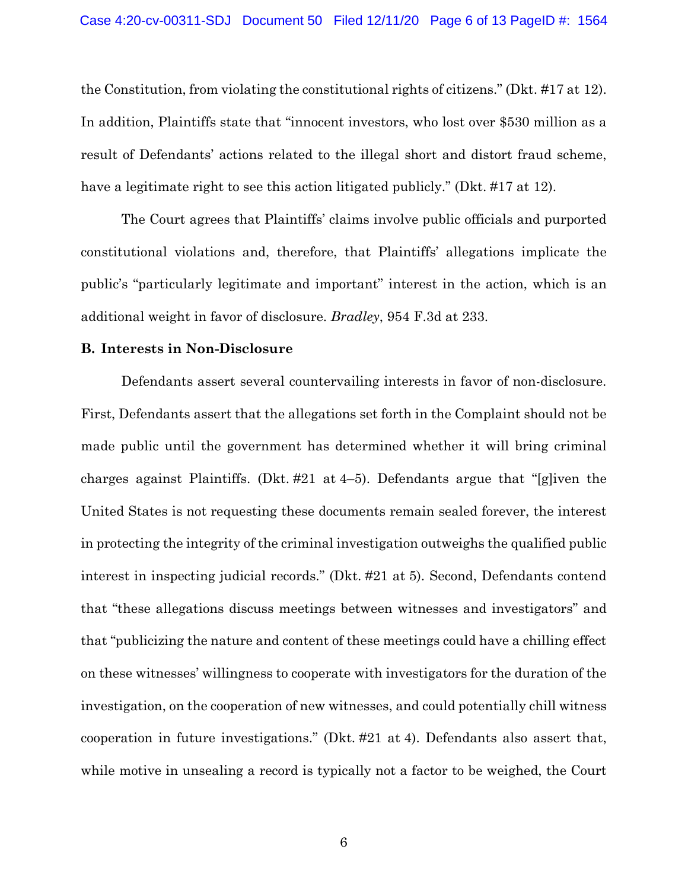the Constitution, from violating the constitutional rights of citizens." (Dkt. #17 at 12). In addition, Plaintiffs state that "innocent investors, who lost over $530 million as a result of Defendants' actions related to the illegal short and distort fraud scheme, have a legitimate right to see this action litigated publicly." (Dkt. #17 at 12).

The Court agrees that Plaintiffs' claims involve public officials and purported constitutional violations and, therefore, that Plaintiffs' allegations implicate the public's "particularly legitimate and important" interest in the action, which is an additional weight in favor of disclosure. *Bradley*, 954 F.3d at 233.

**B. Interests in Non-Disclosure**

Defendants assert several countervailing interests in favor of non-disclosure. First, Defendants assert that the allegations set forth in the Complaint should not be made public until the government has determined whether it will bring criminal charges against Plaintiffs. (Dkt. #21 at 4–5). Defendants argue that "[g]iven the United States is not requesting these documents remain sealed forever, the interest in protecting the integrity of the criminal investigation outweighs the qualified public interest in inspecting judicial records." (Dkt. #21 at 5). Second, Defendants contend that "these allegations discuss meetings between witnesses and investigators" and that "publicizing the nature and content of these meetings could have a chilling effect on these witnesses' willingness to cooperate with investigators for the duration of the investigation, on the cooperation of new witnesses, and could potentially chill witness cooperation in future investigations." (Dkt. #21 at 4). Defendants also assert that, while motive in unsealing a record is typically not a factor to be weighed, the Court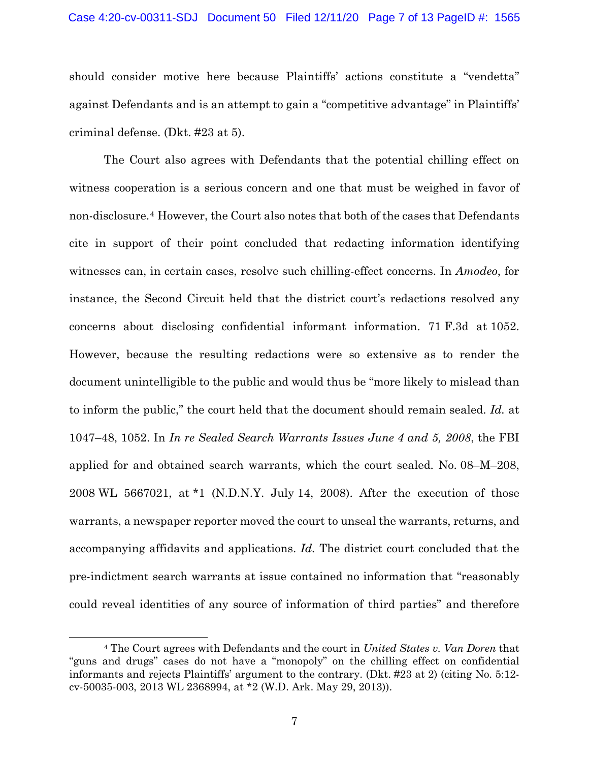should consider motive here because Plaintiffs' actions constitute a "vendetta" against Defendants and is an attempt to gain a "competitive advantage" in Plaintiffs' criminal defense. (Dkt. #23 at 5).

The Court also agrees with Defendants that the potential chilling effect on witness cooperation is a serious concern and one that must be weighed in favor of non-disclosure.[4] However, the Court also notes that both of the cases that Defendants cite in support of their point concluded that redacting information identifying witnesses can, in certain cases, resolve such chilling-effect concerns. In *Amodeo*, for instance, the Second Circuit held that the district court's redactions resolved any concerns about disclosing confidential informant information. 71 F.3d at 1052. However, because the resulting redactions were so extensive as to render the document unintelligible to the public and would thus be "more likely to mislead than to inform the public," the court held that the document should remain sealed. *Id.* at 1047–48, 1052. In *In re Sealed Search Warrants Issues June 4 and 5, 2008*, the FBI applied for and obtained search warrants, which the court sealed. No. 08–M–208, 2008 WL 5667021, at *1 (N.D.N.Y. July 14, 2008). After the execution of those warrants, a newspaper reporter moved the court to unseal the warrants, returns, and accompanying affidavits and applications. *Id.* The district court concluded that the pre-indictment search warrants at issue contained no information that "reasonably could reveal identities of any source of information of third parties" and therefore

[4] The Court agrees with Defendants and the court in *United States v. Van Doren* that "guns and drugs" cases do not have a "monopoly" on the chilling effect on confidential informants and rejects Plaintiffs' argument to the contrary. (Dkt. #23 at 2) (citing No. 5:12-cv-50035-003, 2013 WL 2368994, at *2 (W.D. Ark. May 29, 2013)).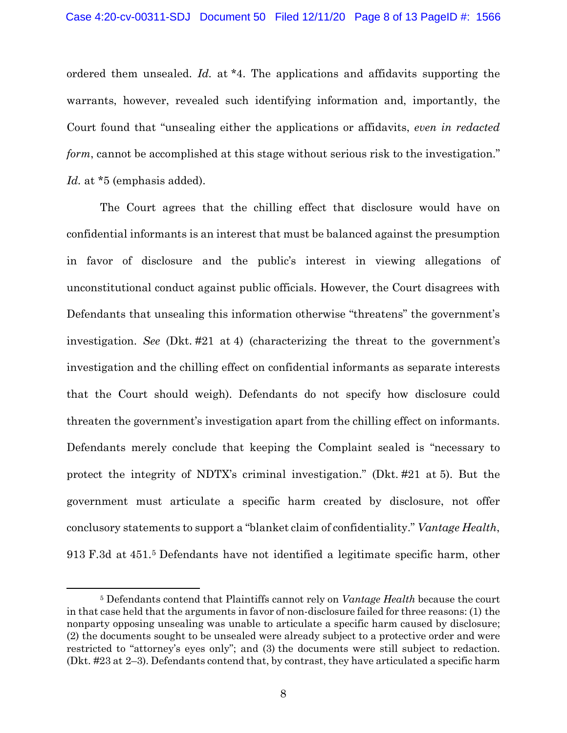ordered them unsealed. *Id.* at *4. The applications and affidavits supporting the warrants, however, revealed such identifying information and, importantly, the Court found that "unsealing either the applications or affidavits, *even in redacted form*, cannot be accomplished at this stage without serious risk to the investigation." *Id.* at *5 (emphasis added).

The Court agrees that the chilling effect that disclosure would have on confidential informants is an interest that must be balanced against the presumption in favor of disclosure and the public's interest in viewing allegations of unconstitutional conduct against public officials. However, the Court disagrees with Defendants that unsealing this information otherwise "threatens" the government's investigation. *See* (Dkt. #21 at 4) (characterizing the threat to the government's investigation and the chilling effect on confidential informants as separate interests that the Court should weigh). Defendants do not specify how disclosure could threaten the government's investigation apart from the chilling effect on informants. Defendants merely conclude that keeping the Complaint sealed is "necessary to protect the integrity of NDTX's criminal investigation." (Dkt. #21 at 5). But the government must articulate a specific harm created by disclosure, not offer conclusory statements to support a "blanket claim of confidentiality." *Vantage Health*, 913 F.3d at 451.[5] Defendants have not identified a legitimate specific harm, other

---

[5] Defendants contend that Plaintiffs cannot rely on *Vantage Health* because the court in that case held that the arguments in favor of non-disclosure failed for three reasons: (1) the nonparty opposing unsealing was unable to articulate a specific harm caused by disclosure; (2) the documents sought to be unsealed were already subject to a protective order and were restricted to "attorney's eyes only"; and (3) the documents were still subject to redaction. (Dkt. #23 at 2–3). Defendants contend that, by contrast, they have articulated a specific harm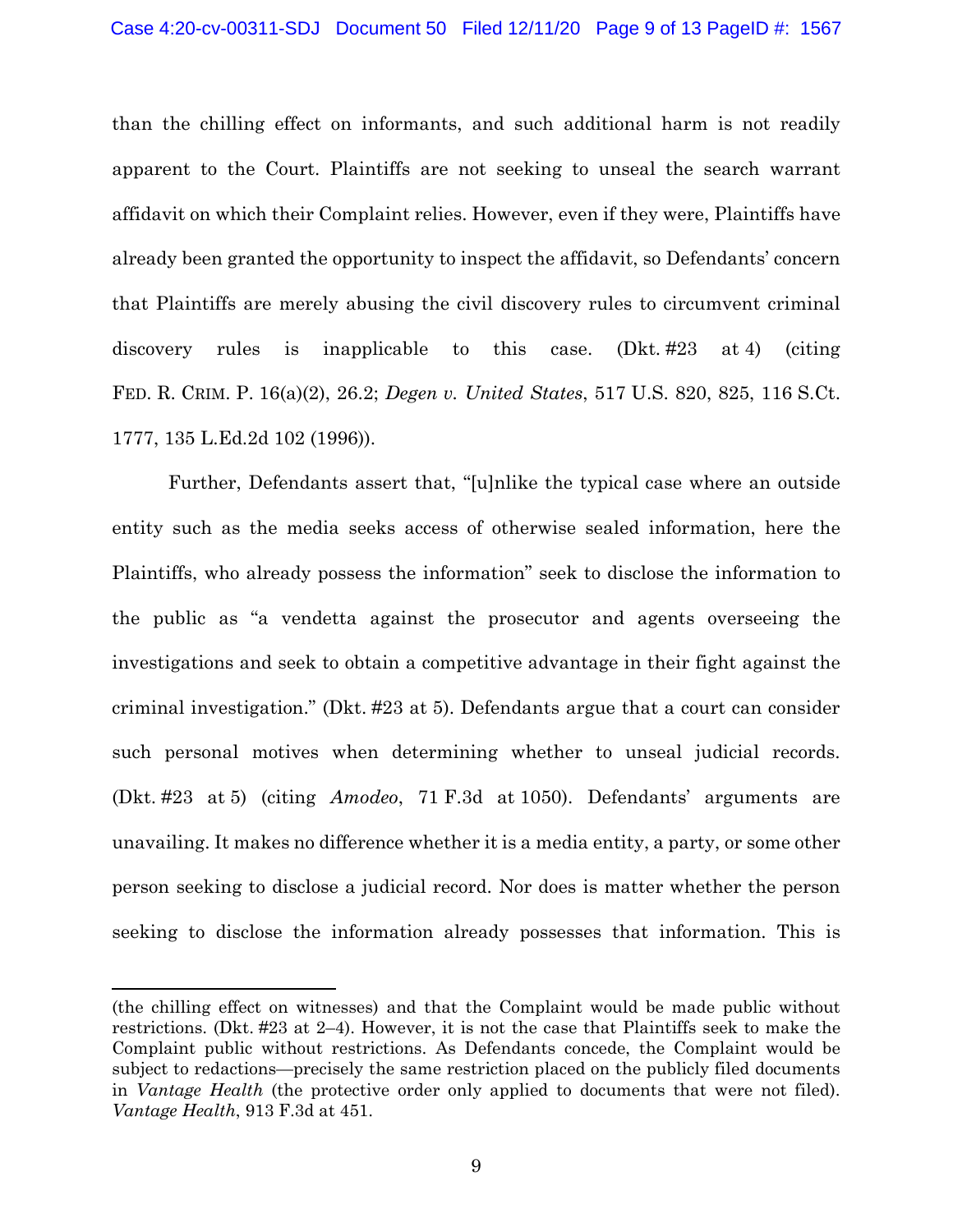than the chilling effect on informants, and such additional harm is not readily apparent to the Court. Plaintiffs are not seeking to unseal the search warrant affidavit on which their Complaint relies. However, even if they were, Plaintiffs have already been granted the opportunity to inspect the affidavit, so Defendants' concern that Plaintiffs are merely abusing the civil discovery rules to circumvent criminal discovery rules is inapplicable to this case. (Dkt. #23 at 4) (citing FED. R. CRIM. P. 16(a)(2), 26.2; *Degen v. United States*, 517 U.S. 820, 825, 116 S.Ct. 1777, 135 L.Ed.2d 102 (1996)).

Further, Defendants assert that, "[u]nlike the typical case where an outside entity such as the media seeks access of otherwise sealed information, here the Plaintiffs, who already possess the information" seek to disclose the information to the public as "a vendetta against the prosecutor and agents overseeing the investigations and seek to obtain a competitive advantage in their fight against the criminal investigation." (Dkt. #23 at 5). Defendants argue that a court can consider such personal motives when determining whether to unseal judicial records. (Dkt. #23 at 5) (citing *Amodeo*, 71 F.3d at 1050). Defendants' arguments are unavailing. It makes no difference whether it is a media entity, a party, or some other person seeking to disclose a judicial record. Nor does is matter whether the person seeking to disclose the information already possesses that information. This is

---

(the chilling effect on witnesses) and that the Complaint would be made public without restrictions. (Dkt. #23 at 2–4). However, it is not the case that Plaintiffs seek to make the Complaint public without restrictions. As Defendants concede, the Complaint would be subject to redactions—precisely the same restriction placed on the publicly filed documents in *Vantage Health* (the protective order only applied to documents that were not filed). *Vantage Health*, 913 F.3d at 451.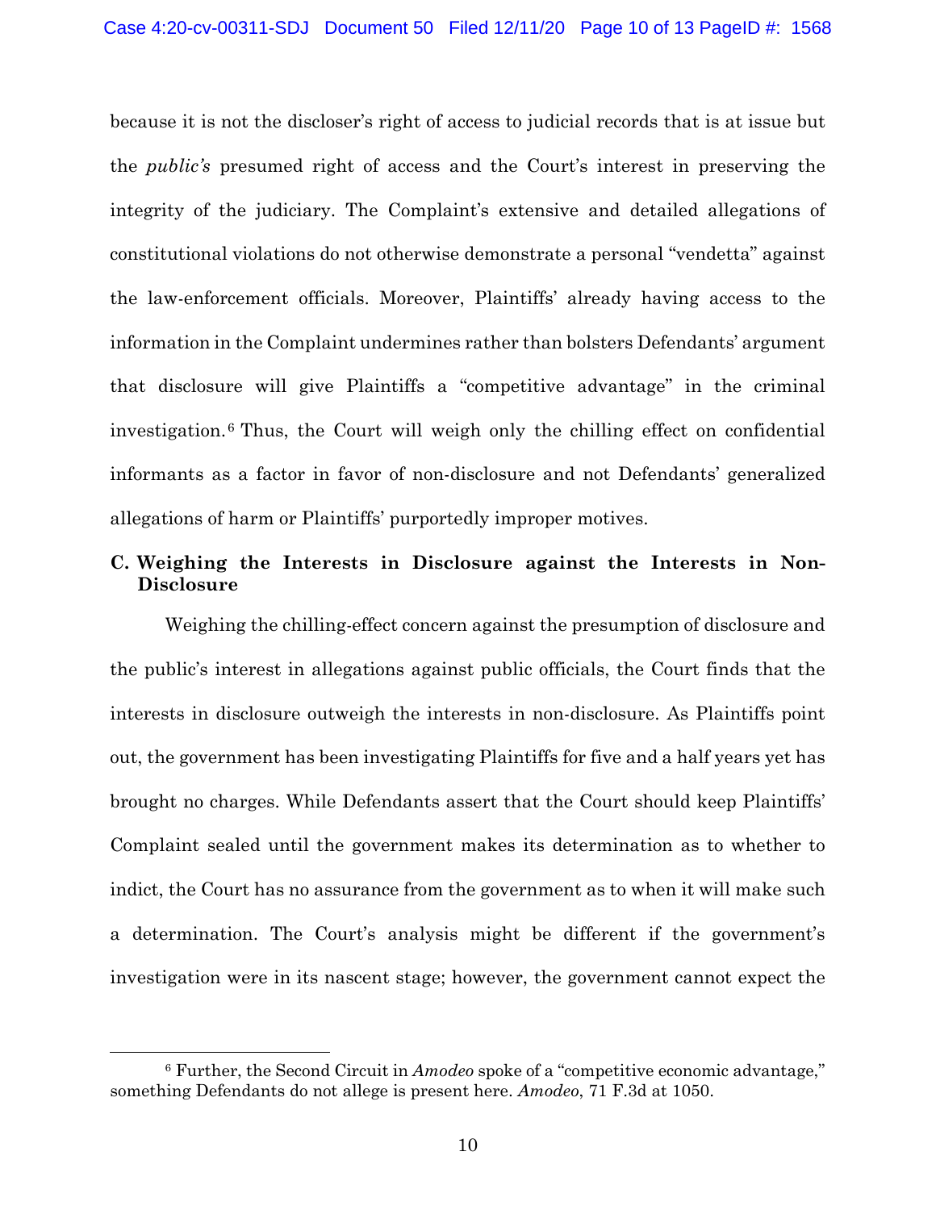because it is not the discloser's right of access to judicial records that is at issue but the *public's* presumed right of access and the Court's interest in preserving the integrity of the judiciary. The Complaint's extensive and detailed allegations of constitutional violations do not otherwise demonstrate a personal "vendetta" against the law-enforcement officials. Moreover, Plaintiffs' already having access to the information in the Complaint undermines rather than bolsters Defendants' argument that disclosure will give Plaintiffs a "competitive advantage" in the criminal investigation.[6] Thus, the Court will weigh only the chilling effect on confidential informants as a factor in favor of non-disclosure and not Defendants' generalized allegations of harm or Plaintiffs' purportedly improper motives.

**C. Weighing the Interests in Disclosure against the Interests in Non-Disclosure**

Weighing the chilling-effect concern against the presumption of disclosure and the public's interest in allegations against public officials, the Court finds that the interests in disclosure outweigh the interests in non-disclosure. As Plaintiffs point out, the government has been investigating Plaintiffs for five and a half years yet has brought no charges. While Defendants assert that the Court should keep Plaintiffs' Complaint sealed until the government makes its determination as to whether to indict, the Court has no assurance from the government as to when it will make such a determination. The Court's analysis might be different if the government's investigation were in its nascent stage; however, the government cannot expect the

[6] Further, the Second Circuit in *Amodeo* spoke of a "competitive economic advantage," something Defendants do not allege is present here. *Amodeo*, 71 F.3d at 1050.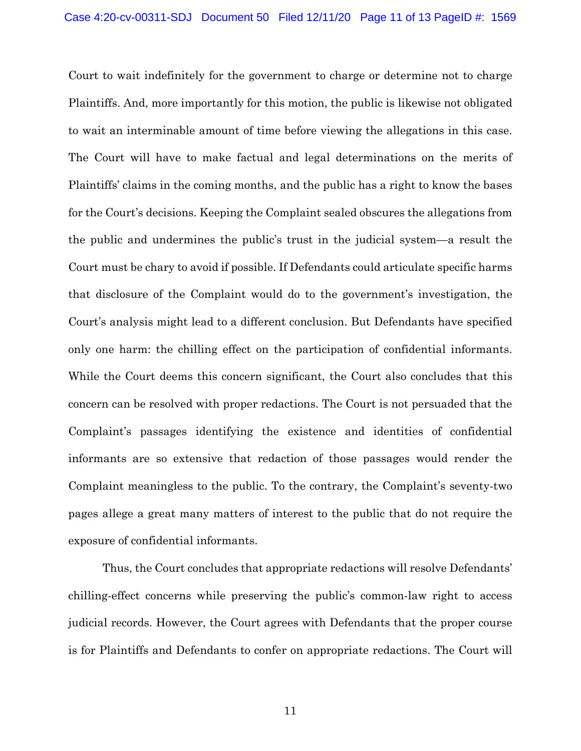Court to wait indefinitely for the government to charge or determine not to charge Plaintiffs. And, more importantly for this motion, the public is likewise not obligated to wait an interminable amount of time before viewing the allegations in this case. The Court will have to make factual and legal determinations on the merits of Plaintiffs' claims in the coming months, and the public has a right to know the bases for the Court's decisions. Keeping the Complaint sealed obscures the allegations from the public and undermines the public's trust in the judicial system—a result the Court must be chary to avoid if possible. If Defendants could articulate specific harms that disclosure of the Complaint would do to the government's investigation, the Court's analysis might lead to a different conclusion. But Defendants have specified only one harm: the chilling effect on the participation of confidential informants. While the Court deems this concern significant, the Court also concludes that this concern can be resolved with proper redactions. The Court is not persuaded that the Complaint's passages identifying the existence and identities of confidential informants are so extensive that redaction of those passages would render the Complaint meaningless to the public. To the contrary, the Complaint's seventy-two pages allege a great many matters of interest to the public that do not require the exposure of confidential informants.

Thus, the Court concludes that appropriate redactions will resolve Defendants' chilling-effect concerns while preserving the public's common-law right to access judicial records. However, the Court agrees with Defendants that the proper course is for Plaintiffs and Defendants to confer on appropriate redactions. The Court will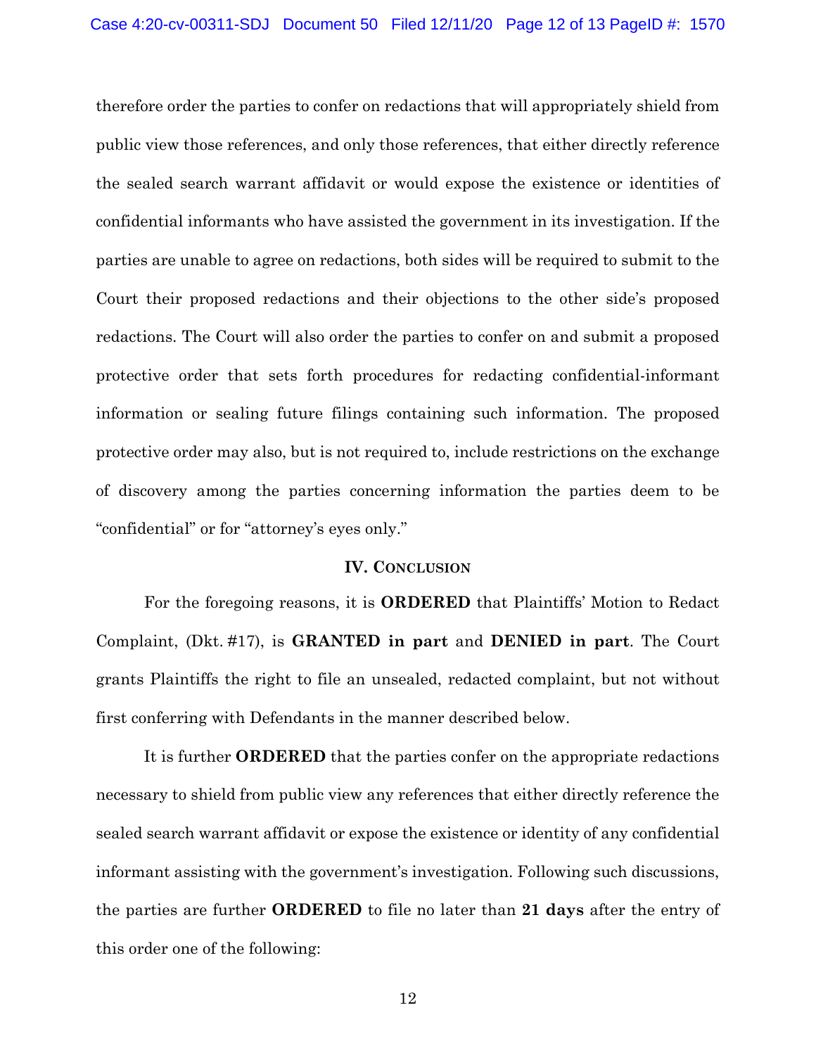therefore order the parties to confer on redactions that will appropriately shield from public view those references, and only those references, that either directly reference the sealed search warrant affidavit or would expose the existence or identities of confidential informants who have assisted the government in its investigation. If the parties are unable to agree on redactions, both sides will be required to submit to the Court their proposed redactions and their objections to the other side's proposed redactions. The Court will also order the parties to confer on and submit a proposed protective order that sets forth procedures for redacting confidential-informant information or sealing future filings containing such information. The proposed protective order may also, but is not required to, include restrictions on the exchange of discovery among the parties concerning information the parties deem to be "confidential" or for "attorney's eyes only."

## IV. Conclusion

For the foregoing reasons, it is **ORDERED** that Plaintiffs' Motion to Redact Complaint, (Dkt. #17), is **GRANTED in part** and **DENIED in part**. The Court grants Plaintiffs the right to file an unsealed, redacted complaint, but not without first conferring with Defendants in the manner described below.

It is further **ORDERED** that the parties confer on the appropriate redactions necessary to shield from public view any references that either directly reference the sealed search warrant affidavit or expose the existence or identity of any confidential informant assisting with the government's investigation. Following such discussions, the parties are further **ORDERED** to file no later than **21 days** after the entry of this order one of the following: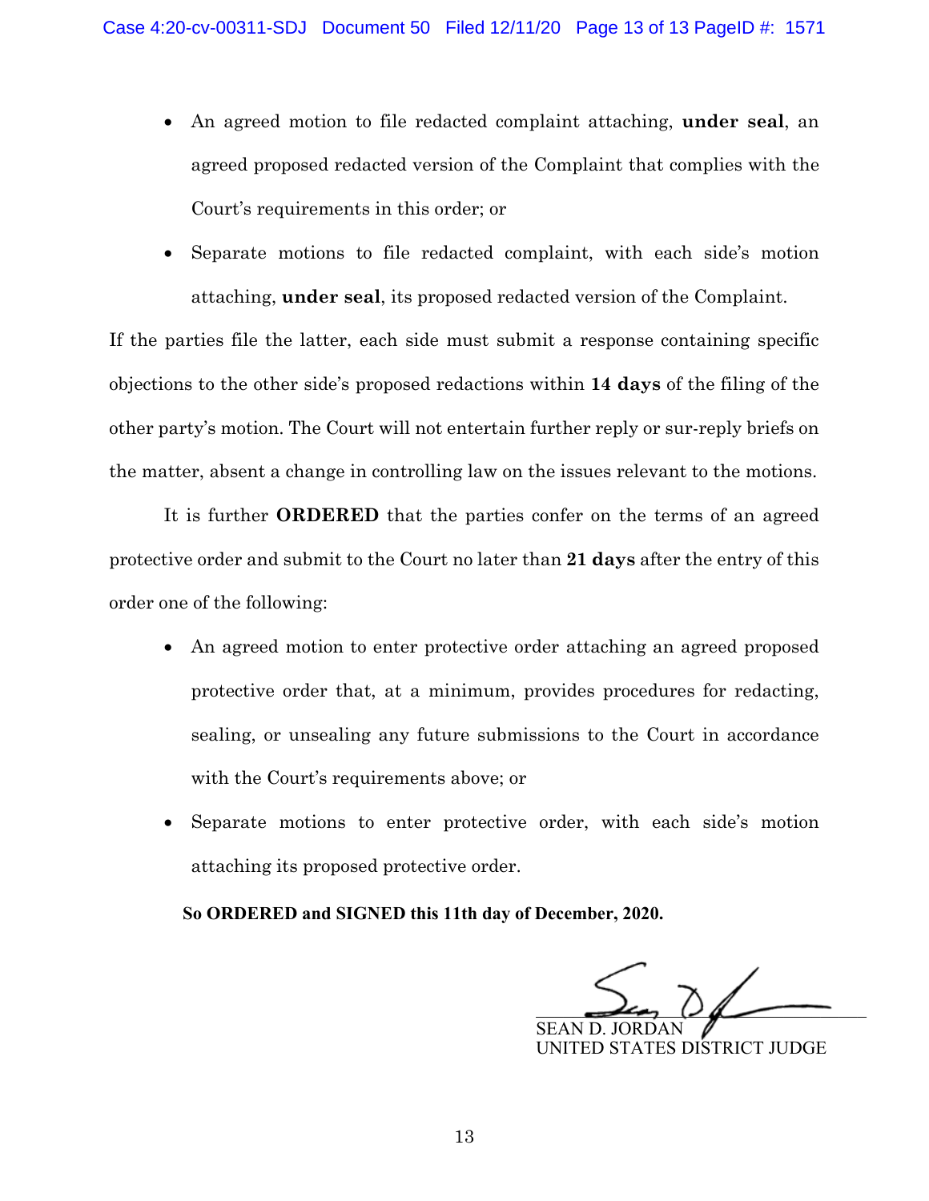- An agreed motion to file redacted complaint attaching, **under seal**, an agreed proposed redacted version of the Complaint that complies with the Court's requirements in this order; or
- Separate motions to file redacted complaint, with each side's motion attaching, **under seal**, its proposed redacted version of the Complaint.

If the parties file the latter, each side must submit a response containing specific objections to the other side's proposed redactions within **14 days** of the filing of the other party's motion. The Court will not entertain further reply or sur-reply briefs on the matter, absent a change in controlling law on the issues relevant to the motions.

It is further **ORDERED** that the parties confer on the terms of an agreed protective order and submit to the Court no later than **21 days** after the entry of this order one of the following:

- An agreed motion to enter protective order attaching an agreed proposed protective order that, at a minimum, provides procedures for redacting, sealing, or unsealing any future submissions to the Court in accordance with the Court's requirements above; or
- Separate motions to enter protective order, with each side's motion attaching its proposed protective order.

**So ORDERED and SIGNED this 11th day of December, 2020.**

SEAN D. JORDAN
UNITED STATES DISTRICT JUDGE